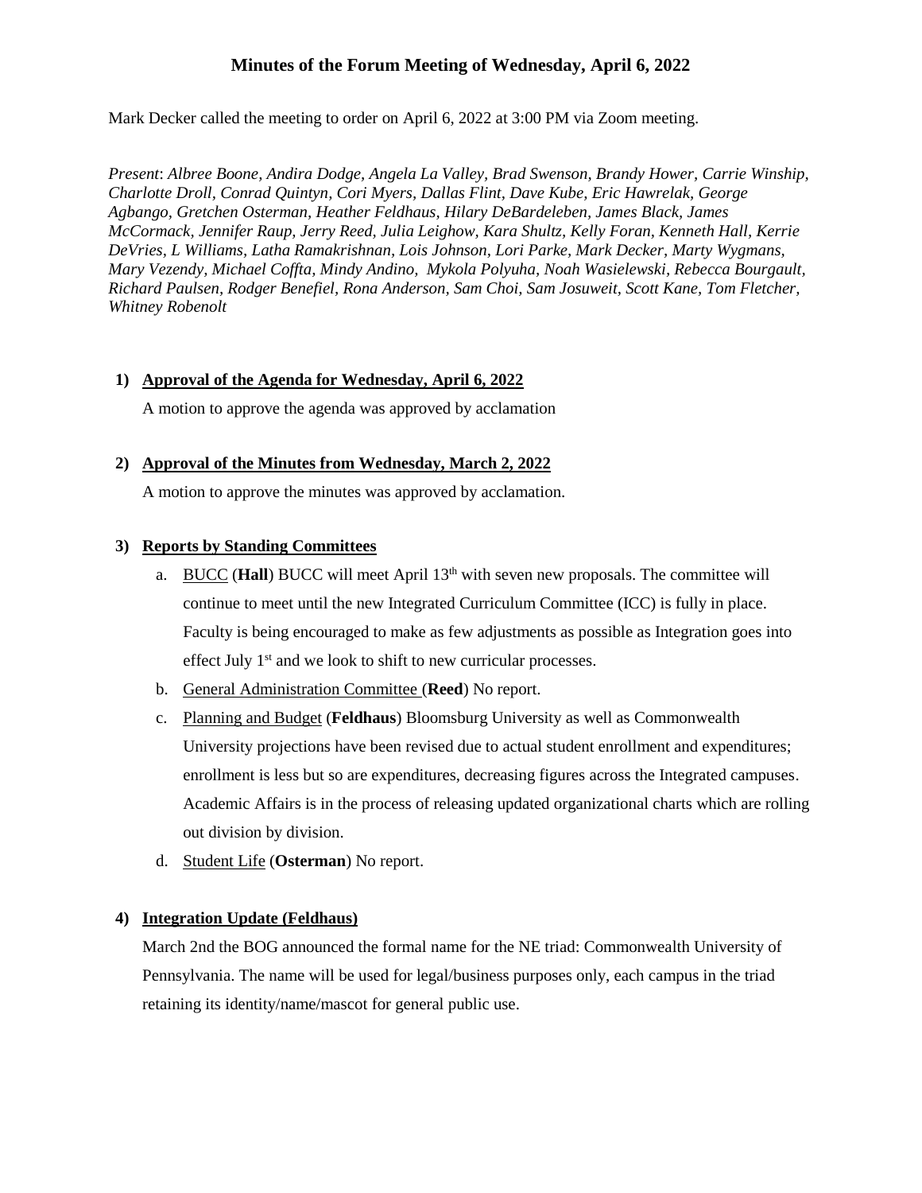# Minutes of the Forum Meeting of Wednesday, April 6, 2022

Mark Decker called the meeting to order on April 6, 2022 at 3:00 PM via Zoom meeting.

*Present*: *Albree Boone, Andira Dodge, Angela La Valley, Brad Swenson, Brandy Hower, Carrie Winship, Charlotte Droll, Conrad Quintyn, Cori Myers, Dallas Flint, Dave Kube, Eric Hawrelak, George Agbango, Gretchen Osterman, Heather Feldhaus, Hilary DeBardeleben, James Black, James McCormack, Jennifer Raup, Jerry Reed, Julia Leighow, Kara Shultz, Kelly Foran, Kenneth Hall, Kerrie DeVries, L Williams, Latha Ramakrishnan, Lois Johnson, Lori Parke, Mark Decker, Marty Wygmans, Mary Vezendy, Michael Coffta, Mindy Andino, Mykola Polyuha, Noah Wasielewski, Rebecca Bourgault, Richard Paulsen, Rodger Benefiel, Rona Anderson, Sam Choi, Sam Josuweit, Scott Kane, Tom Fletcher, Whitney Robenolt*

1) **Approval of the Agenda for Wednesday, April 6, 2022**

   A motion to approve the agenda was approved by acclamation

2) **Approval of the Minutes from Wednesday, March 2, 2022**

   A motion to approve the minutes was approved by acclamation.

3) **Reports by Standing Committees**

   a. BUCC (**Hall**) BUCC will meet April 13th with seven new proposals. The committee will continue to meet until the new Integrated Curriculum Committee (ICC) is fully in place. Faculty is being encouraged to make as few adjustments as possible as Integration goes into effect July 1st and we look to shift to new curricular processes.

   b. General Administration Committee (**Reed**) No report.

   c. Planning and Budget (**Feldhaus**) Bloomsburg University as well as Commonwealth University projections have been revised due to actual student enrollment and expenditures; enrollment is less but so are expenditures, decreasing figures across the Integrated campuses. Academic Affairs is in the process of releasing updated organizational charts which are rolling out division by division.

   d. Student Life (**Osterman**) No report.

4) **Integration Update (Feldhaus)**

   March 2nd the BOG announced the formal name for the NE triad: Commonwealth University of Pennsylvania. The name will be used for legal/business purposes only, each campus in the triad retaining its identity/name/mascot for general public use.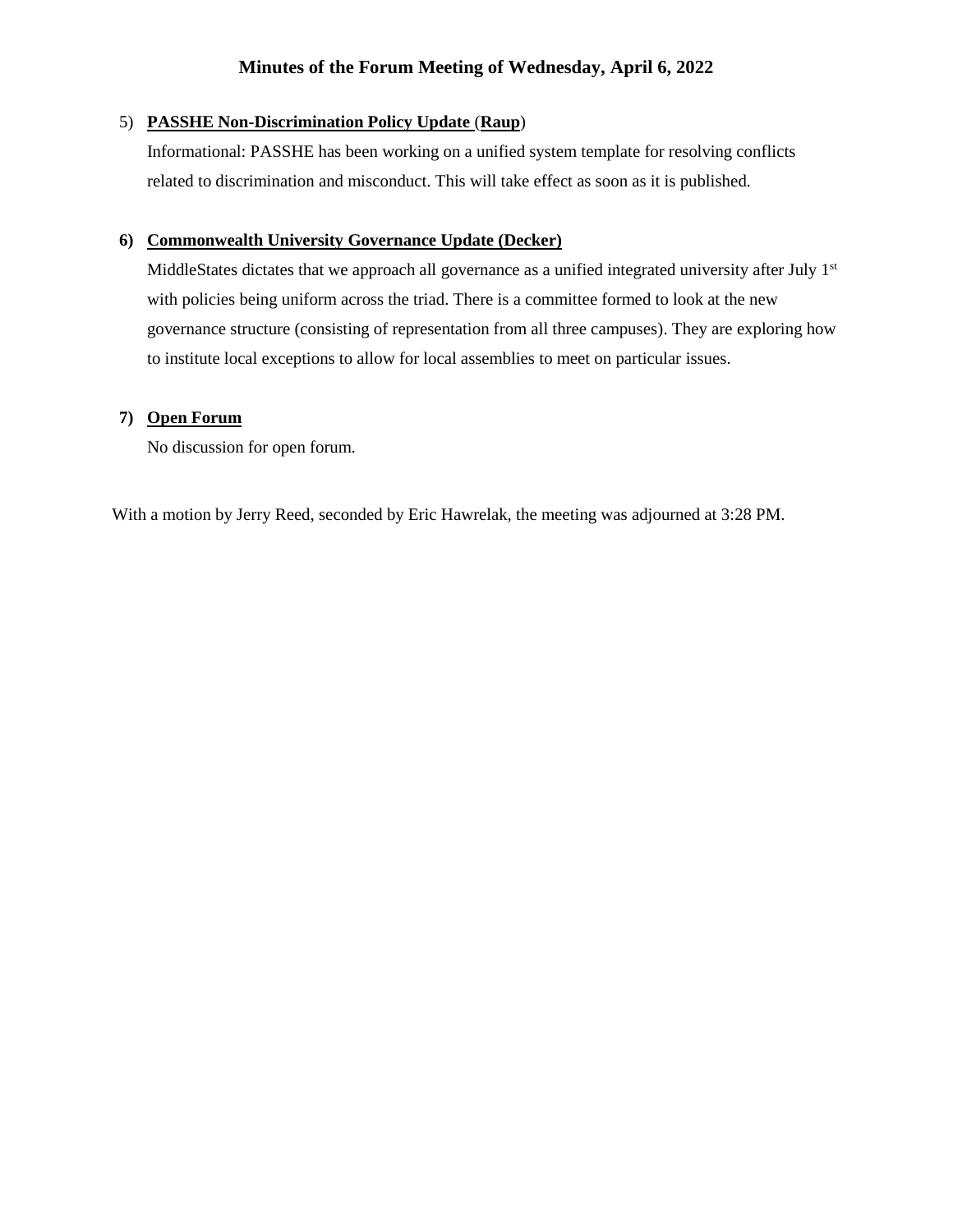# Minutes of the Forum Meeting of Wednesday, April 6, 2022

5) **PASSHE Non-Discrimination Policy Update (Raup)**

   Informational: PASSHE has been working on a unified system template for resolving conflicts related to discrimination and misconduct. This will take effect as soon as it is published.

6) **Commonwealth University Governance Update (Decker)**

   MiddleStates dictates that we approach all governance as a unified integrated university after July 1st with policies being uniform across the triad. There is a committee formed to look at the new governance structure (consisting of representation from all three campuses). They are exploring how to institute local exceptions to allow for local assemblies to meet on particular issues.

7) **Open Forum**

   No discussion for open forum.

With a motion by Jerry Reed, seconded by Eric Hawrelak, the meeting was adjourned at 3:28 PM.